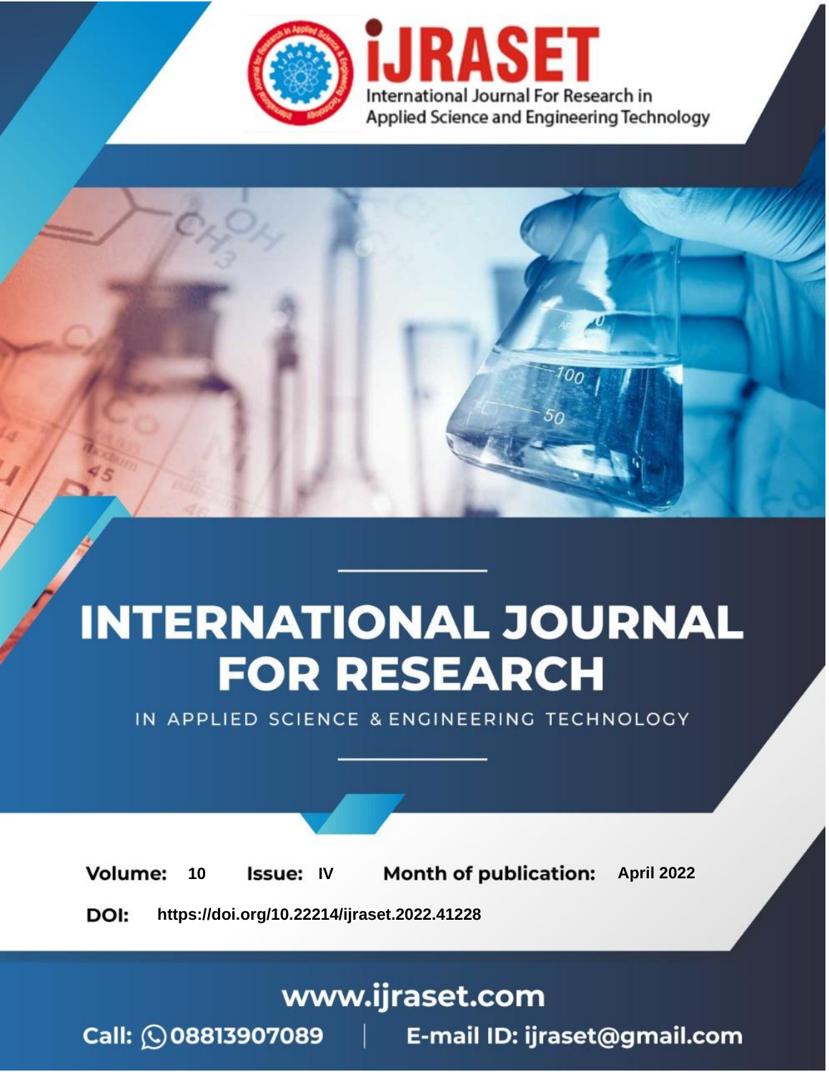# INTERNATIONAL JOURNAL FOR RESEARCH

IN APPLIED SCIENCE & ENGINEERING TECHNOLOGY

**Volume:** 10 **Issue:** IV **Month of publication:** April 2022

**DOI:** https://doi.org/10.22214/ijraset.2022.41228

www.ijraset.com

Call: 08813907089 | E-mail ID: ijraset@gmail.com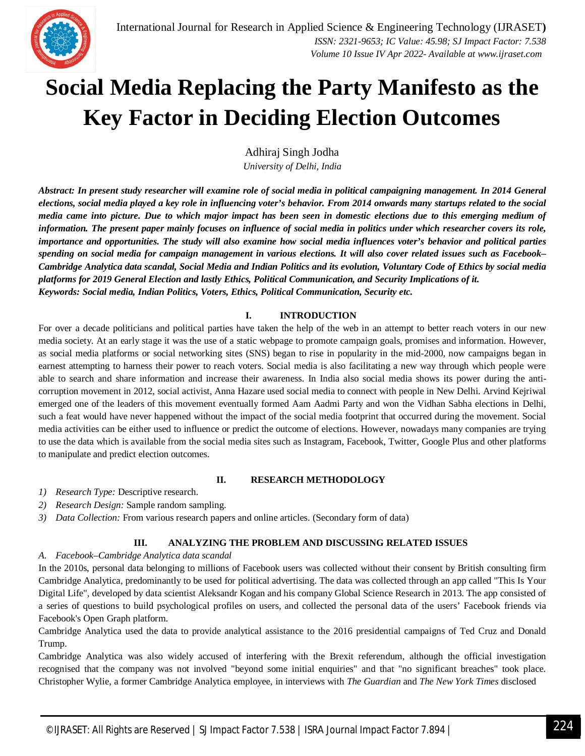# Social Media Replacing the Party Manifesto as the Key Factor in Deciding Election Outcomes

Adhiraj Singh Jodha

*University of Delhi, India*

***Abstract:** In present study researcher will examine role of social media in political campaigning management. In 2014 General elections, social media played a key role in influencing voter's behavior. From 2014 onwards many startups related to the social media came into picture. Due to which major impact has been seen in domestic elections due to this emerging medium of information. The present paper mainly focuses on influence of social media in politics under which researcher covers its role, importance and opportunities. The study will also examine how social media influences voter's behavior and political parties spending on social media for campaign management in various elections. It will also cover related issues such as Facebook–Cambridge Analytica data scandal, Social Media and Indian Politics and its evolution, Voluntary Code of Ethics by social media platforms for 2019 General Election and lastly Ethics, Political Communication, and Security Implications of it.*

***Keywords:** Social media, Indian Politics, Voters, Ethics, Political Communication, Security etc.*

## I. INTRODUCTION

For over a decade politicians and political parties have taken the help of the web in an attempt to better reach voters in our new media society. At an early stage it was the use of a static webpage to promote campaign goals, promises and information. However, as social media platforms or social networking sites (SNS) began to rise in popularity in the mid-2000, now campaigns began in earnest attempting to harness their power to reach voters. Social media is also facilitating a new way through which people were able to search and share information and increase their awareness. In India also social media shows its power during the anti-corruption movement in 2012, social activist, Anna Hazare used social media to connect with people in New Delhi. Arvind Kejriwal emerged one of the leaders of this movement eventually formed Aam Aadmi Party and won the Vidhan Sabha elections in Delhi, such a feat would have never happened without the impact of the social media footprint that occurred during the movement. Social media activities can be either used to influence or predict the outcome of elections. However, nowadays many companies are trying to use the data which is available from the social media sites such as Instagram, Facebook, Twitter, Google Plus and other platforms to manipulate and predict election outcomes.

## II. RESEARCH METHODOLOGY

1) *Research Type:* Descriptive research.
2) *Research Design:* Sample random sampling.
3) *Data Collection:* From various research papers and online articles. (Secondary form of data)

## III. ANALYZING THE PROBLEM AND DISCUSSING RELATED ISSUES

### A. *Facebook–Cambridge Analytica data scandal*

In the 2010s, personal data belonging to millions of Facebook users was collected without their consent by British consulting firm Cambridge Analytica, predominantly to be used for political advertising. The data was collected through an app called "This Is Your Digital Life", developed by data scientist Aleksandr Kogan and his company Global Science Research in 2013. The app consisted of a series of questions to build psychological profiles on users, and collected the personal data of the users' Facebook friends via Facebook's Open Graph platform.

Cambridge Analytica used the data to provide analytical assistance to the 2016 presidential campaigns of Ted Cruz and Donald Trump.

Cambridge Analytica was also widely accused of interfering with the Brexit referendum, although the official investigation recognised that the company was not involved "beyond some initial enquiries" and that "no significant breaches" took place. Christopher Wylie, a former Cambridge Analytica employee, in interviews with *The Guardian* and *The New York Times* disclosed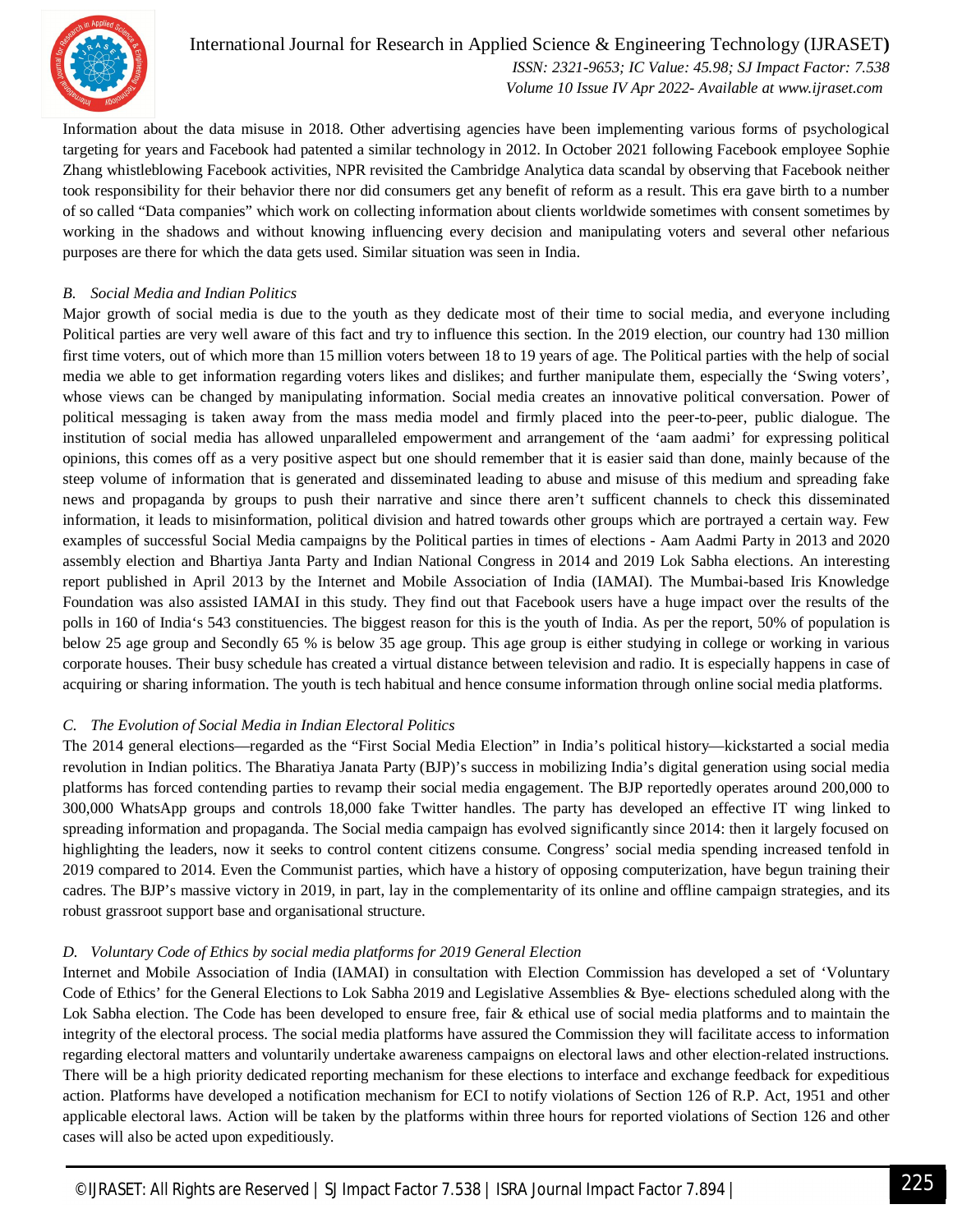Information about the data misuse in 2018. Other advertising agencies have been implementing various forms of psychological targeting for years and Facebook had patented a similar technology in 2012. In October 2021 following Facebook employee Sophie Zhang whistleblowing Facebook activities, NPR revisited the Cambridge Analytica data scandal by observing that Facebook neither took responsibility for their behavior there nor did consumers get any benefit of reform as a result. This era gave birth to a number of so called "Data companies" which work on collecting information about clients worldwide sometimes with consent sometimes by working in the shadows and without knowing influencing every decision and manipulating voters and several other nefarious purposes are there for which the data gets used. Similar situation was seen in India.

### *B. Social Media and Indian Politics*

Major growth of social media is due to the youth as they dedicate most of their time to social media, and everyone including Political parties are very well aware of this fact and try to influence this section. In the 2019 election, our country had 130 million first time voters, out of which more than 15 million voters between 18 to 19 years of age. The Political parties with the help of social media we able to get information regarding voters likes and dislikes; and further manipulate them, especially the 'Swing voters', whose views can be changed by manipulating information. Social media creates an innovative political conversation. Power of political messaging is taken away from the mass media model and firmly placed into the peer-to-peer, public dialogue. The institution of social media has allowed unparalleled empowerment and arrangement of the 'aam aadmi' for expressing political opinions, this comes off as a very positive aspect but one should remember that it is easier said than done, mainly because of the steep volume of information that is generated and disseminated leading to abuse and misuse of this medium and spreading fake news and propaganda by groups to push their narrative and since there aren't sufficent channels to check this disseminated information, it leads to misinformation, political division and hatred towards other groups which are portrayed a certain way. Few examples of successful Social Media campaigns by the Political parties in times of elections - Aam Aadmi Party in 2013 and 2020 assembly election and Bhartiya Janta Party and Indian National Congress in 2014 and 2019 Lok Sabha elections. An interesting report published in April 2013 by the Internet and Mobile Association of India (IAMAI). The Mumbai-based Iris Knowledge Foundation was also assisted IAMAI in this study. They find out that Facebook users have a huge impact over the results of the polls in 160 of India's 543 constituencies. The biggest reason for this is the youth of India. As per the report, 50% of population is below 25 age group and Secondly 65 % is below 35 age group. This age group is either studying in college or working in various corporate houses. Their busy schedule has created a virtual distance between television and radio. It is especially happens in case of acquiring or sharing information. The youth is tech habitual and hence consume information through online social media platforms.

### *C. The Evolution of Social Media in Indian Electoral Politics*

The 2014 general elections—regarded as the "First Social Media Election" in India's political history—kickstarted a social media revolution in Indian politics. The Bharatiya Janata Party (BJP)'s success in mobilizing India's digital generation using social media platforms has forced contending parties to revamp their social media engagement. The BJP reportedly operates around 200,000 to 300,000 WhatsApp groups and controls 18,000 fake Twitter handles. The party has developed an effective IT wing linked to spreading information and propaganda. The Social media campaign has evolved significantly since 2014: then it largely focused on highlighting the leaders, now it seeks to control content citizens consume. Congress' social media spending increased tenfold in 2019 compared to 2014. Even the Communist parties, which have a history of opposing computerization, have begun training their cadres. The BJP's massive victory in 2019, in part, lay in the complementarity of its online and offline campaign strategies, and its robust grassroot support base and organisational structure.

### *D. Voluntary Code of Ethics by social media platforms for 2019 General Election*

Internet and Mobile Association of India (IAMAI) in consultation with Election Commission has developed a set of 'Voluntary Code of Ethics' for the General Elections to Lok Sabha 2019 and Legislative Assemblies & Bye- elections scheduled along with the Lok Sabha election. The Code has been developed to ensure free, fair & ethical use of social media platforms and to maintain the integrity of the electoral process. The social media platforms have assured the Commission they will facilitate access to information regarding electoral matters and voluntarily undertake awareness campaigns on electoral laws and other election-related instructions. There will be a high priority dedicated reporting mechanism for these elections to interface and exchange feedback for expeditious action. Platforms have developed a notification mechanism for ECI to notify violations of Section 126 of R.P. Act, 1951 and other applicable electoral laws. Action will be taken by the platforms within three hours for reported violations of Section 126 and other cases will also be acted upon expeditiously.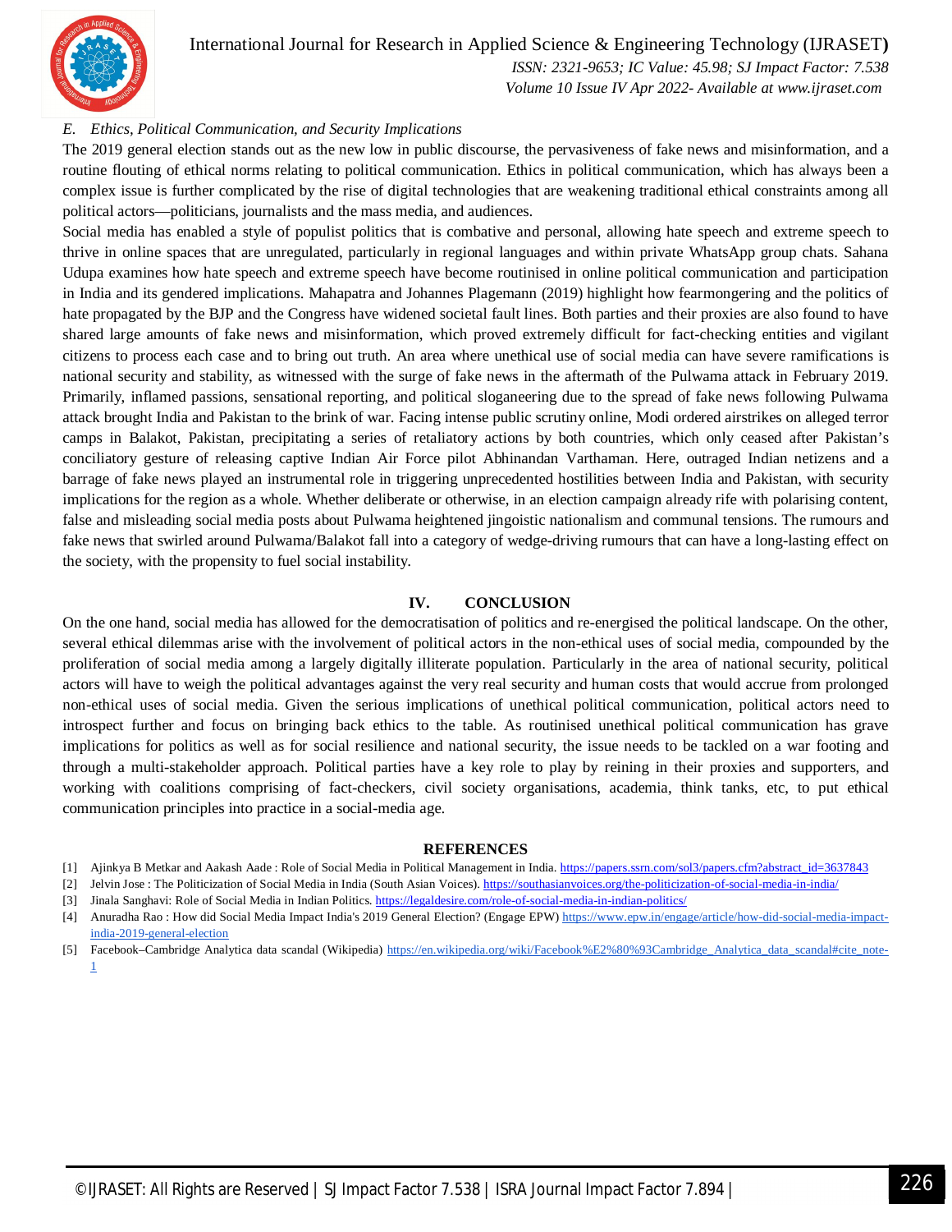### E. Ethics, Political Communication, and Security Implications

The 2019 general election stands out as the new low in public discourse, the pervasiveness of fake news and misinformation, and a routine flouting of ethical norms relating to political communication. Ethics in political communication, which has always been a complex issue is further complicated by the rise of digital technologies that are weakening traditional ethical constraints among all political actors—politicians, journalists and the mass media, and audiences.

Social media has enabled a style of populist politics that is combative and personal, allowing hate speech and extreme speech to thrive in online spaces that are unregulated, particularly in regional languages and within private WhatsApp group chats. Sahana Udupa examines how hate speech and extreme speech have become routinised in online political communication and participation in India and its gendered implications. Mahapatra and Johannes Plagemann (2019) highlight how fearmongering and the politics of hate propagated by the BJP and the Congress have widened societal fault lines. Both parties and their proxies are also found to have shared large amounts of fake news and misinformation, which proved extremely difficult for fact-checking entities and vigilant citizens to process each case and to bring out truth. An area where unethical use of social media can have severe ramifications is national security and stability, as witnessed with the surge of fake news in the aftermath of the Pulwama attack in February 2019. Primarily, inflamed passions, sensational reporting, and political sloganeering due to the spread of fake news following Pulwama attack brought India and Pakistan to the brink of war. Facing intense public scrutiny online, Modi ordered airstrikes on alleged terror camps in Balakot, Pakistan, precipitating a series of retaliatory actions by both countries, which only ceased after Pakistan's conciliatory gesture of releasing captive Indian Air Force pilot Abhinandan Varthaman. Here, outraged Indian netizens and a barrage of fake news played an instrumental role in triggering unprecedented hostilities between India and Pakistan, with security implications for the region as a whole. Whether deliberate or otherwise, in an election campaign already rife with polarising content, false and misleading social media posts about Pulwama heightened jingoistic nationalism and communal tensions. The rumours and fake news that swirled around Pulwama/Balakot fall into a category of wedge-driving rumours that can have a long-lasting effect on the society, with the propensity to fuel social instability.

## IV. CONCLUSION

On the one hand, social media has allowed for the democratisation of politics and re-energised the political landscape. On the other, several ethical dilemmas arise with the involvement of political actors in the non-ethical uses of social media, compounded by the proliferation of social media among a largely digitally illiterate population. Particularly in the area of national security, political actors will have to weigh the political advantages against the very real security and human costs that would accrue from prolonged non-ethical uses of social media. Given the serious implications of unethical political communication, political actors need to introspect further and focus on bringing back ethics to the table. As routinised unethical political communication has grave implications for politics as well as for social resilience and national security, the issue needs to be tackled on a war footing and through a multi-stakeholder approach. Political parties have a key role to play by reining in their proxies and supporters, and working with coalitions comprising of fact-checkers, civil society organisations, academia, think tanks, etc, to put ethical communication principles into practice in a social-media age.

## REFERENCES

[1] Ajinkya B Metkar and Aakash Aade : Role of Social Media in Political Management in India. https://papers.ssrn.com/sol3/papers.cfm?abstract_id=3637843

[2] Jelvin Jose : The Politicization of Social Media in India (South Asian Voices). https://southasianvoices.org/the-politicization-of-social-media-in-india/

[3] Jinala Sanghavi: Role of Social Media in Indian Politics. https://legaldesire.com/role-of-social-media-in-indian-politics/

[4] Anuradha Rao : How did Social Media Impact India's 2019 General Election? (Engage EPW) https://www.epw.in/engage/article/how-did-social-media-impact-india-2019-general-election

[5] Facebook–Cambridge Analytica data scandal (Wikipedia) https://en.wikipedia.org/wiki/Facebook%E2%80%93Cambridge_Analytica_data_scandal#cite_note-1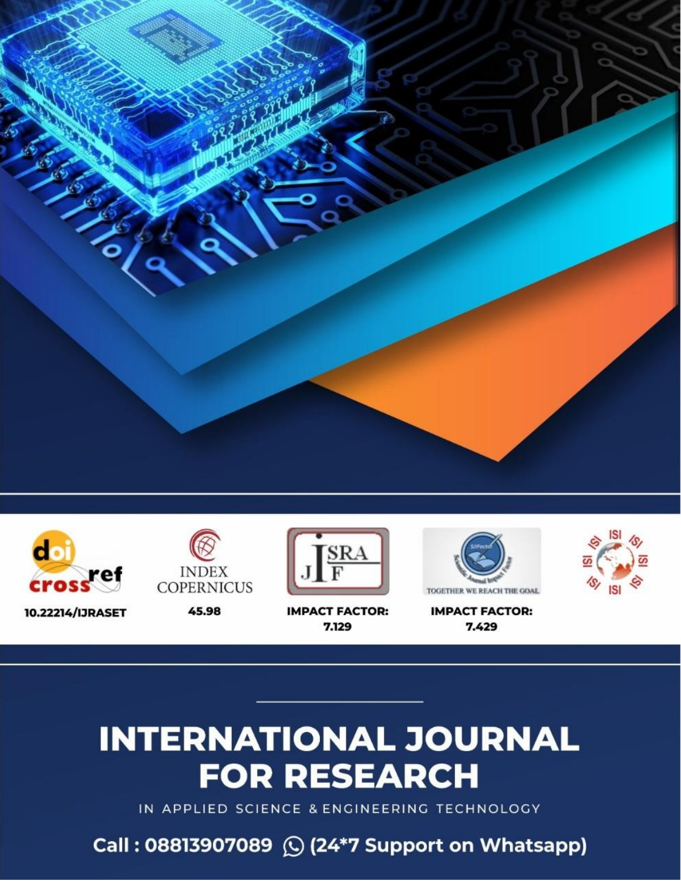10.22214/IJRASET

INDEX COPERNICUS

45.98

IMPACT FACTOR: 7.129

IMPACT FACTOR: 7.429

# INTERNATIONAL JOURNAL FOR RESEARCH

IN APPLIED SCIENCE & ENGINEERING TECHNOLOGY

Call : 08813907089 (24*7 Support on Whatsapp)